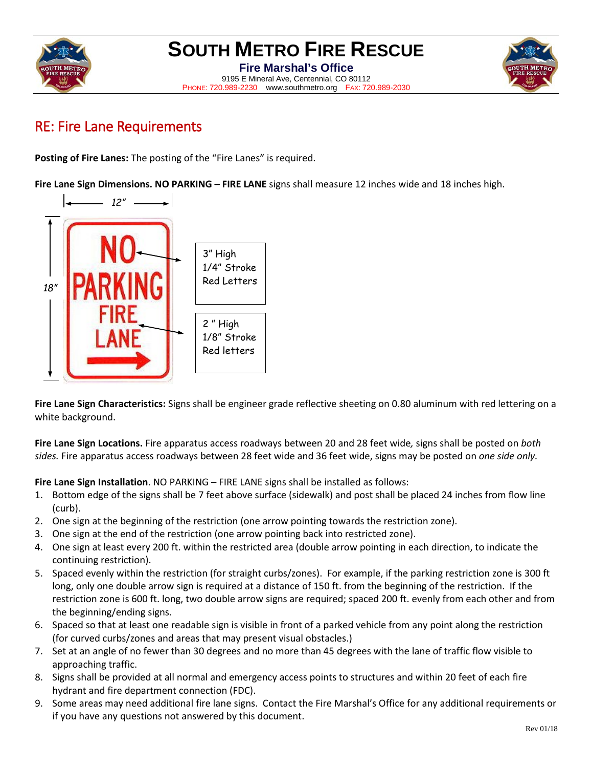# SOUTH METRO FIRE RESCUE

**Fire Marshal's Office**

9195 E Mineral Ave, Centennial, CO 80112

PHONE: 720.989-2230 www.southmetro.org FAX: 720.989-2030

## RE: Fire Lane Requirements

**Posting of Fire Lanes:** The posting of the "Fire Lanes" is required.

**Fire Lane Sign Dimensions. NO PARKING – FIRE LANE** signs shall measure 12 inches wide and 18 inches high.

12"

18"

NO PARKING FIRE LANE

3" High
1/4" Stroke
Red Letters

2 " High
1/8" Stroke
Red letters

**Fire Lane Sign Characteristics:** Signs shall be engineer grade reflective sheeting on 0.80 aluminum with red lettering on a white background.

**Fire Lane Sign Locations.** Fire apparatus access roadways between 20 and 28 feet wide*,* signs shall be posted on *both sides.* Fire apparatus access roadways between 28 feet wide and 36 feet wide, signs may be posted on *one side only.*

**Fire Lane Sign Installation**. NO PARKING – FIRE LANE signs shall be installed as follows:

1. Bottom edge of the signs shall be 7 feet above surface (sidewalk) and post shall be placed 24 inches from flow line (curb).
2. One sign at the beginning of the restriction (one arrow pointing towards the restriction zone).
3. One sign at the end of the restriction (one arrow pointing back into restricted zone).
4. One sign at least every 200 ft. within the restricted area (double arrow pointing in each direction, to indicate the continuing restriction).
5. Spaced evenly within the restriction (for straight curbs/zones). For example, if the parking restriction zone is 300 ft long, only one double arrow sign is required at a distance of 150 ft. from the beginning of the restriction. If the restriction zone is 600 ft. long, two double arrow signs are required; spaced 200 ft. evenly from each other and from the beginning/ending signs.
6. Spaced so that at least one readable sign is visible in front of a parked vehicle from any point along the restriction (for curved curbs/zones and areas that may present visual obstacles.)
7. Set at an angle of no fewer than 30 degrees and no more than 45 degrees with the lane of traffic flow visible to approaching traffic.
8. Signs shall be provided at all normal and emergency access points to structures and within 20 feet of each fire hydrant and fire department connection (FDC).
9. Some areas may need additional fire lane signs. Contact the Fire Marshal's Office for any additional requirements or if you have any questions not answered by this document.

Rev 01/18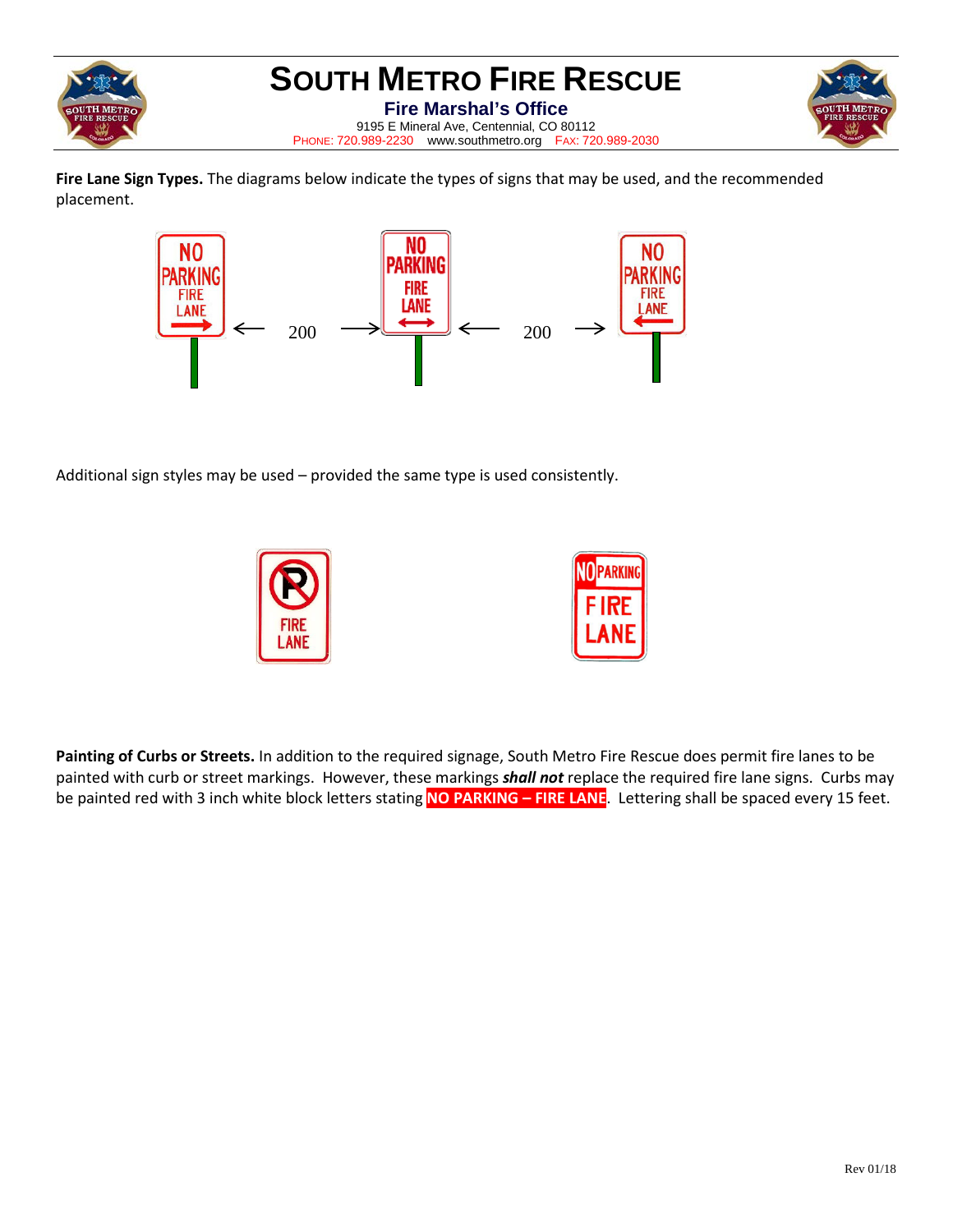# SOUTH METRO FIRE RESCUE

**Fire Marshal's Office**

9195 E Mineral Ave, Centennial, CO 80112

PHONE: 720.989-2230 www.southmetro.org FAX: 720.989-2030

**Fire Lane Sign Types.** The diagrams below indicate the types of signs that may be used, and the recommended placement.

NO PARKING FIRE LANE

200

NO PARKING FIRE LANE

200

NO PARKING FIRE LANE

Additional sign style may be used – provided the same type is used consistently.

FIRE LANE

NO PARKING FIRE LANE

**Painting of Curbs or Streets.** In addition to the required signage, South Metro Fire Rescue does permit fire lanes to be painted with curb or street markings. However, these markings ***shall not*** replace the required fire lane signs. Curbs may be painted red with 3 inch white block letters stating **NO PARKING – FIRE LANE**. Lettering shall be spaced every 15 feet.

Rev 01/18